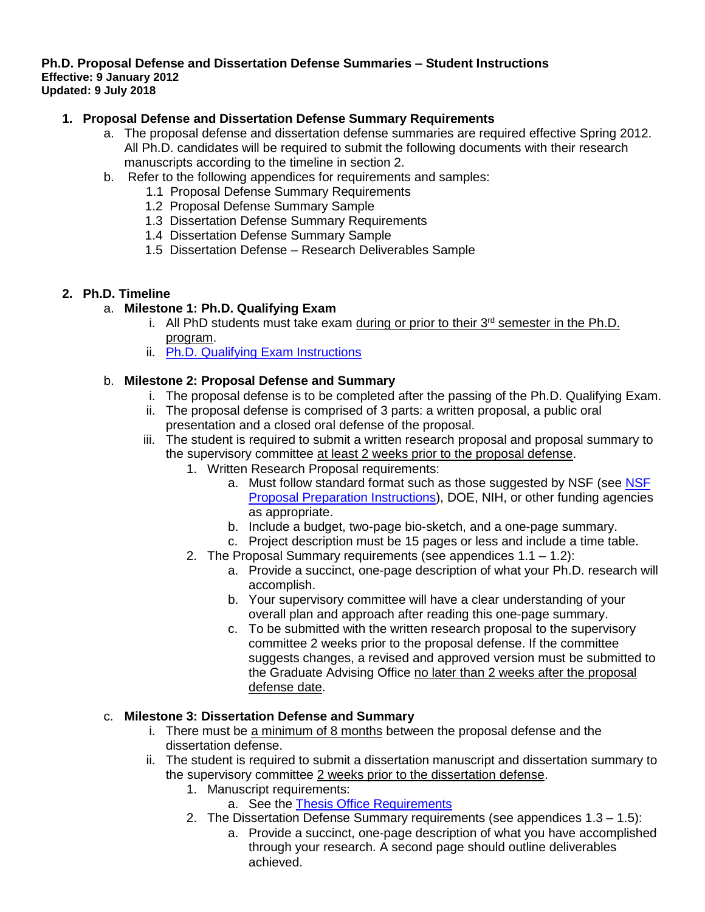**Ph.D. Proposal Defense and Dissertation Defense Summaries – Student Instructions**
**Effective: 9 January 2012**
**Updated: 9 July 2018**

1. **Proposal Defense and Dissertation Defense Summary Requirements**
   a. The proposal defense and dissertation defense summaries are required effective Spring 2012. All Ph.D. candidates will be required to submit the following documents with their research manuscripts according to the timeline in section 2.
   b. Refer to the following appendices for requirements and samples:
      1.1 Proposal Defense Summary Requirements
      1.2 Proposal Defense Summary Sample
      1.3 Dissertation Defense Summary Requirements
      1.4 Dissertation Defense Summary Sample
      1.5 Dissertation Defense – Research Deliverables Sample

2. **Ph.D. Timeline**
   a. **Milestone 1: Ph.D. Qualifying Exam**
      i. All PhD students must take exam <u>during or prior to their 3rd semester in the Ph.D. program</u>.
      ii. [Ph.D. Qualifying Exam Instructions]

   b. **Milestone 2: Proposal Defense and Summary**
      i. The proposal defense is to be completed after the passing of the Ph.D. Qualifying Exam.
      ii. The proposal defense is comprised of 3 parts: a written proposal, a public oral presentation and a closed oral defense of the proposal.
      iii. The student is required to submit a written research proposal and proposal summary to the supervisory committee <u>at least 2 weeks prior to the proposal defense</u>.
         1. Written Research Proposal requirements:
            a. Must follow standard format such as those suggested by NSF (see [NSF Proposal Preparation Instructions]), DOE, NIH, or other funding agencies as appropriate.
            b. Include a budget, two-page bio-sketch, and a one-page summary.
            c. Project description must be 15 pages or less and include a time table.
         2. The Proposal Summary requirements (see appendices 1.1 – 1.2):
            a. Provide a succinct, one-page description of what your Ph.D. research will accomplish.
            b. Your supervisory committee will have a clear understanding of your overall plan and approach after reading this one-page summary.
            c. To be submitted with the written research proposal to the supervisory committee 2 weeks prior to the proposal defense. If the committee suggests changes, a revised and approved version must be submitted to the Graduate Advising Office <u>no later than 2 weeks after the proposal defense date</u>.

   c. **Milestone 3: Dissertation Defense and Summary**
      i. There must be <u>a minimum of 8 months</u> between the proposal defense and the dissertation defense.
      ii. The student is required to submit a dissertation manuscript and dissertation summary to the supervisory committee <u>2 weeks prior to the dissertation defense</u>.
         1. Manuscript requirements:
            a. See the [Thesis Office Requirements]
         2. The Dissertation Defense Summary requirements (see appendices 1.3 – 1.5):
            a. Provide a succinct, one-page description of what you have accomplished through your research. A second page should outline deliverables achieved.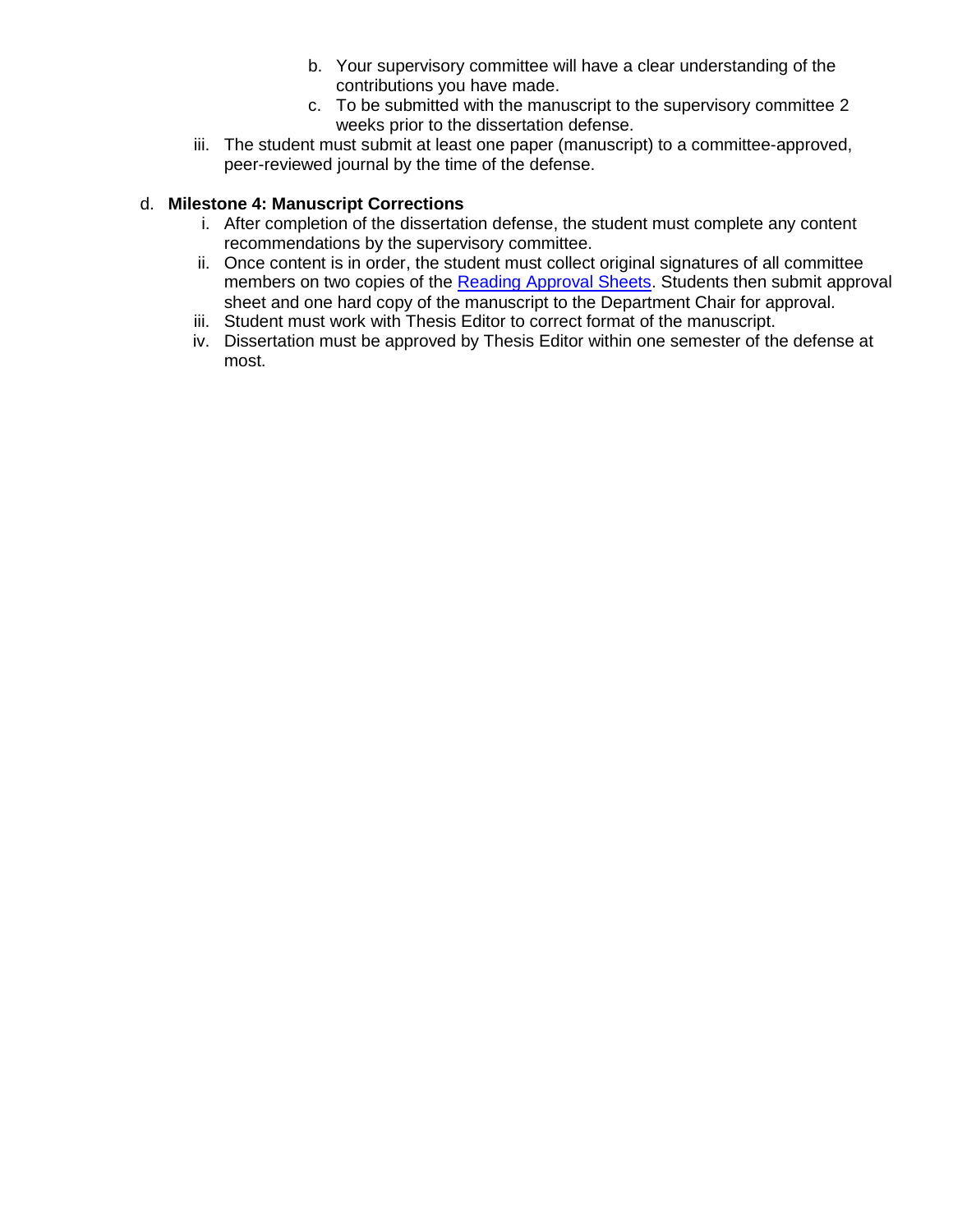b. Your supervisory committee will have a clear understanding of the contributions you have made.
c. To be submitted with the manuscript to the supervisory committee 2 weeks prior to the dissertation defense.

iii. The student must submit at least one paper (manuscript) to a committee-approved, peer-reviewed journal by the time of the defense.

d. **Milestone 4: Manuscript Corrections**

i. After completion of the dissertation defense, the student must complete any content recommendations by the supervisory committee.

ii. Once content is in order, the student must collect original signatures of all committee members on two copies of the Reading Approval Sheets. Students then submit approval sheet and one hard copy of the manuscript to the Department Chair for approval.

iii. Student must work with Thesis Editor to correct format of the manuscript.

iv. Dissertation must be approved by Thesis Editor within one semester of the defense at most.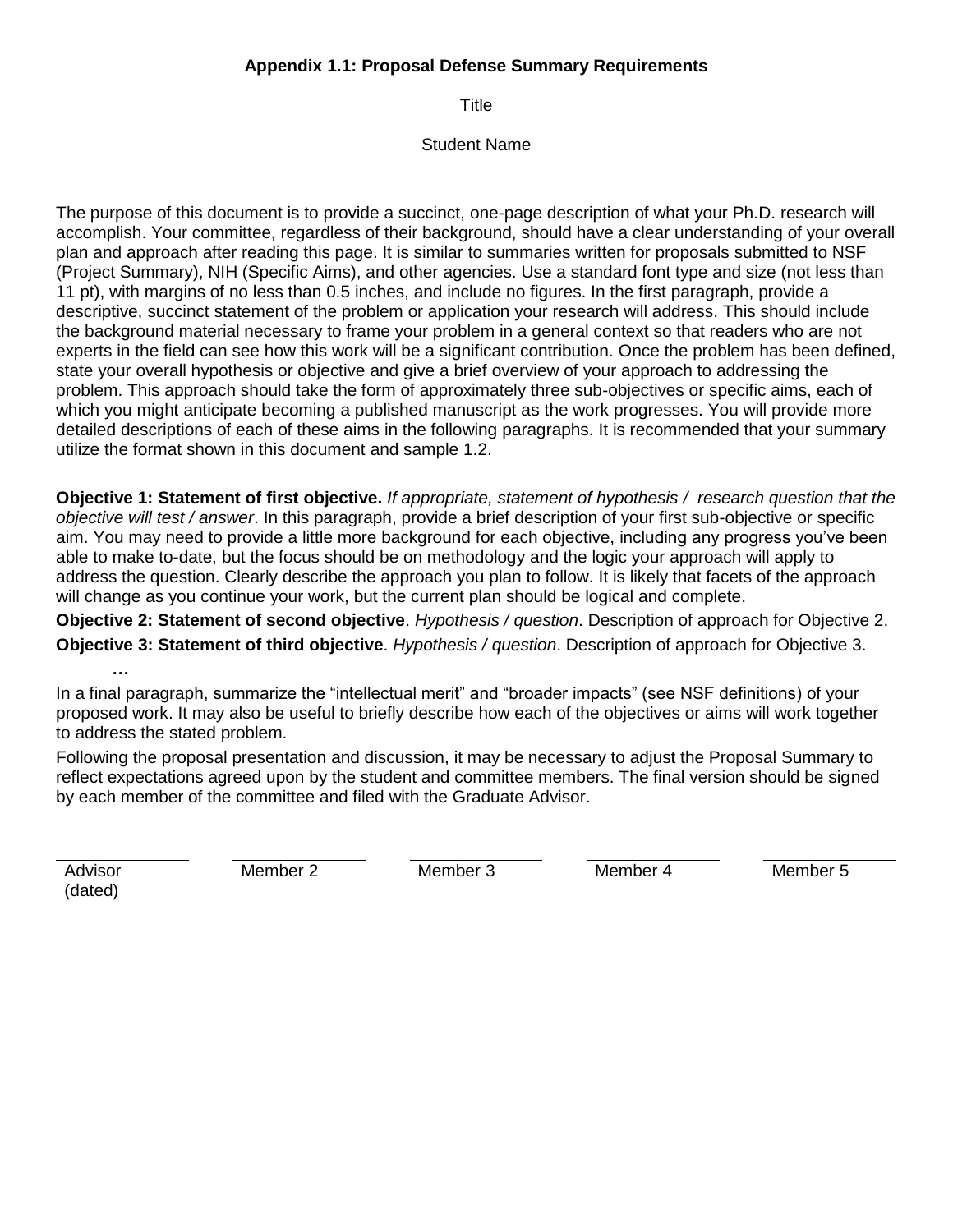## Appendix 1.1: Proposal Defense Summary Requirements

Title

Student Name

The purpose of this document is to provide a succinct, one-page description of what your Ph.D. research will accomplish. Your committee, regardless of their background, should have a clear understanding of your overall plan and approach after reading this page. It is similar to summaries written for proposals submitted to NSF (Project Summary), NIH (Specific Aims), and other agencies. Use a standard font type and size (not less than 11 pt), with margins of no less than 0.5 inches, and include no figures. In the first paragraph, provide a descriptive, succinct statement of the problem or application your research will address. This should include the background material necessary to frame your problem in a general context so that readers who are not experts in the field can see how this work will be a significant contribution. Once the problem has been defined, state your overall hypothesis or objective and give a brief overview of your approach to addressing the problem. This approach should take the form of approximately three sub-objectives or specific aims, each of which you might anticipate becoming a published manuscript as the work progresses. You will provide more detailed descriptions of each of these aims in the following paragraphs. It is recommended that your summary utilize the format shown in this document and sample 1.2.

**Objective 1: Statement of first objective.** *If appropriate, statement of hypothesis / research question that the objective will test / answer*. In this paragraph, provide a brief description of your first sub-objective or specific aim. You may need to provide a little more background for each objective, including any progress you've been able to make to-date, but the focus should be on methodology and the logic your approach will apply to address the question. Clearly describe the approach you plan to follow. It is likely that facets of the approach will change as you continue your work, but the current plan should be logical and complete.

**Objective 2: Statement of second objective**. *Hypothesis / question*. Description of approach for Objective 2.

**Objective 3: Statement of third objective**. *Hypothesis / question*. Description of approach for Objective 3.

**…**

In a final paragraph, summarize the "intellectual merit" and "broader impacts" (see NSF definitions) of your proposed work. It may also be useful to briefly describe how each of the objectives or aims will work together to address the stated problem.

Following the proposal presentation and discussion, it may be necessary to adjust the Proposal Summary to reflect expectations agreed upon by the student and committee members. The final version should be signed by each member of the committee and filed with the Graduate Advisor.

| ______________ | ______________ | ______________ | ______________ | ______________ |
|---|---|---|---|---|
| Advisor (dated) | Member 2 | Member 3 | Member 4 | Member 5 |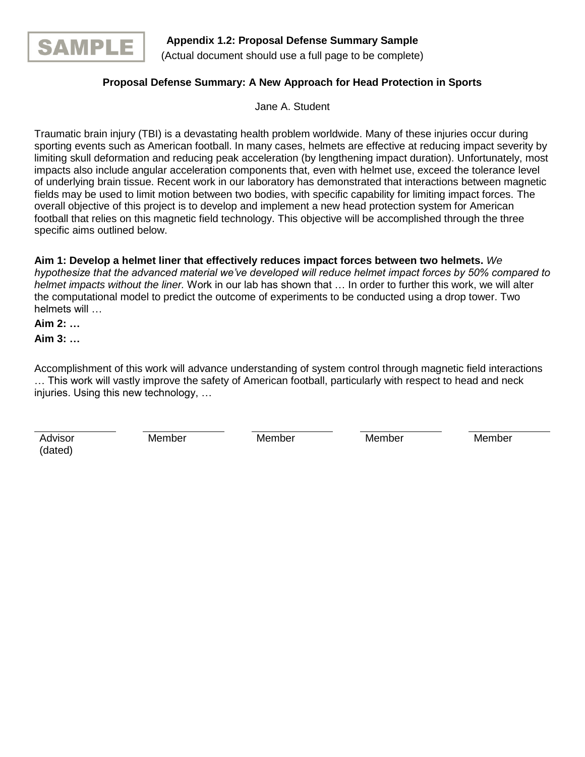SAMPLE

**Appendix 1.2: Proposal Defense Summary Sample**

(Actual document should use a full page to be complete)

## Proposal Defense Summary: A New Approach for Head Protection in Sports

Jane A. Student

Traumatic brain injury (TBI) is a devastating health problem worldwide. Many of these injuries occur during sporting events such as American football. In many cases, helmets are effective at reducing impact severity by limiting skull deformation and reducing peak acceleration (by lengthening impact duration). Unfortunately, most impacts also include angular acceleration components that, even with helmet use, exceed the tolerance level of underlying brain tissue. Recent work in our laboratory has demonstrated that interactions between magnetic fields may be used to limit motion between two bodies, with specific capability for limiting impact forces. The overall objective of this project is to develop and implement a new head protection system for American football that relies on this magnetic field technology. This objective will be accomplished through the three specific aims outlined below.

**Aim 1: Develop a helmet liner that effectively reduces impact forces between two helmets.** *We hypothesize that the advanced material we've developed will reduce helmet impact forces by 50% compared to helmet impacts without the liner.* Work in our lab has shown that … In order to further this work, we will alter the computational model to predict the outcome of experiments to be conducted using a drop tower. Two helmets will …

**Aim 2: …**

**Aim 3: …**

Accomplishment of this work will advance understanding of system control through magnetic field interactions … This work will vastly improve the safety of American football, particularly with respect to head and neck injuries. Using this new technology, …

| ____________ | ____________ | ____________ | ____________ | ____________ |
|---|---|---|---|---|
| Advisor (dated) | Member | Member | Member | Member |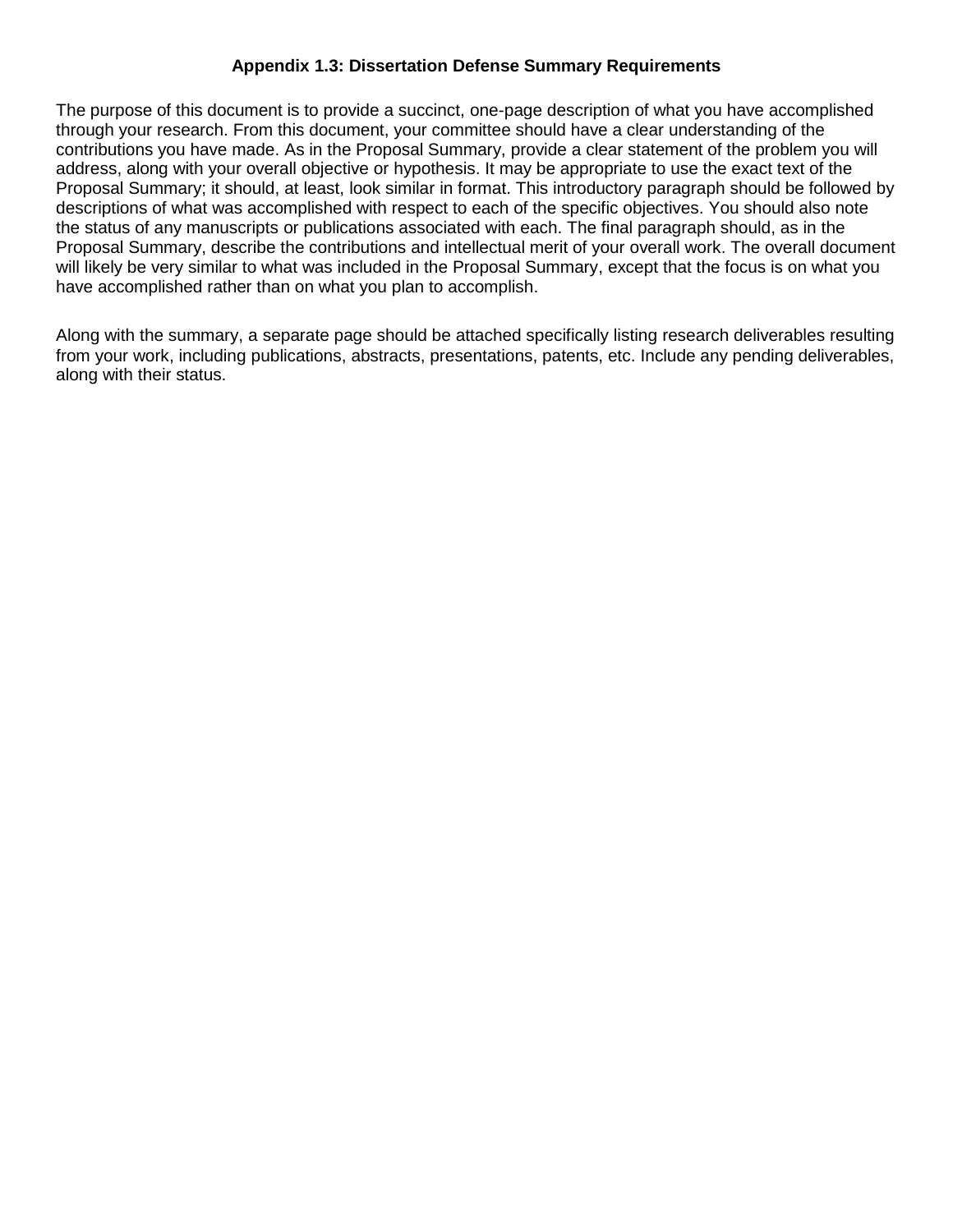# Appendix 1.3: Dissertation Defense Summary Requirements

The purpose of this document is to provide a succinct, one-page description of what you have accomplished through your research. From this document, your committee should have a clear understanding of the contributions you have made. As in the Proposal Summary, provide a clear statement of the problem you will address, along with your overall objective or hypothesis. It may be appropriate to use the exact text of the Proposal Summary; it should, at least, look similar in format. This introductory paragraph should be followed by descriptions of what was accomplished with respect to each of the specific objectives. You should also note the status of any manuscripts or publications associated with each. The final paragraph should, as in the Proposal Summary, describe the contributions and intellectual merit of your overall work. The overall document will likely be very similar to what was included in the Proposal Summary, except that the focus is on what you have accomplished rather than on what you plan to accomplish.

Along with the summary, a separate page should be attached specifically listing research deliverables resulting from your work, including publications, abstracts, presentations, patents, etc. Include any pending deliverables, along with their status.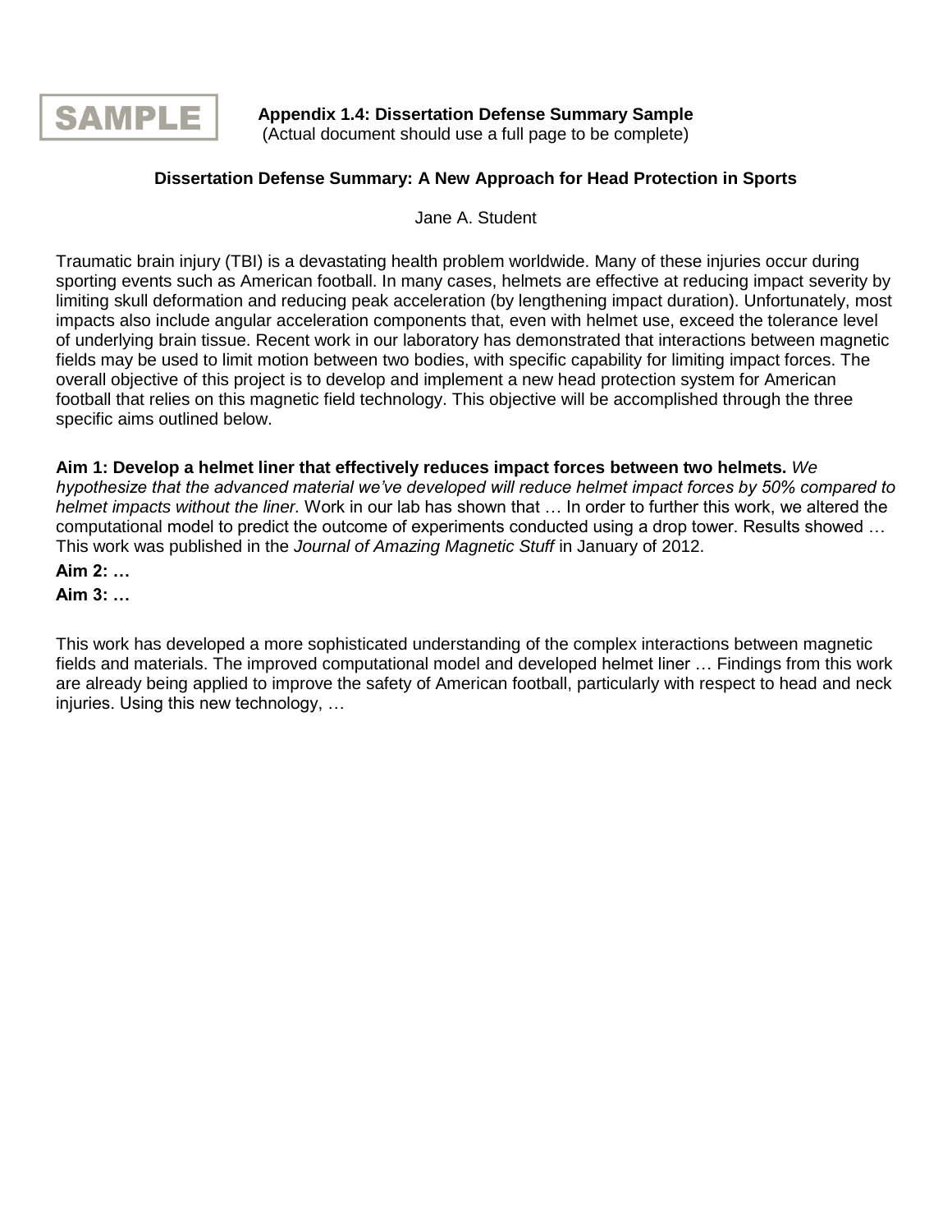SAMPLE

**Appendix 1.4: Dissertation Defense Summary Sample**
(Actual document should use a full page to be complete)

**Dissertation Defense Summary: A New Approach for Head Protection in Sports**

Jane A. Student

Traumatic brain injury (TBI) is a devastating health problem worldwide. Many of these injuries occur during sporting events such as American football. In many cases, helmets are effective at reducing impact severity by limiting skull deformation and reducing peak acceleration (by lengthening impact duration). Unfortunately, most impacts also include angular acceleration components that, even with helmet use, exceed the tolerance level of underlying brain tissue. Recent work in our laboratory has demonstrated that interactions between magnetic fields may be used to limit motion between two bodies, with specific capability for limiting impact forces. The overall objective of this project is to develop and implement a new head protection system for American football that relies on this magnetic field technology. This objective will be accomplished through the three specific aims outlined below.

**Aim 1: Develop a helmet liner that effectively reduces impact forces between two helmets.** *We hypothesize that the advanced material we've developed will reduce helmet impact forces by 50% compared to helmet impacts without the liner.* Work in our lab has shown that … In order to further this work, we altered the computational model to predict the outcome of experiments conducted using a drop tower. Results showed … This work was published in the *Journal of Amazing Magnetic Stuff* in January of 2012.

**Aim 2: …**

**Aim 3: …**

This work has developed a more sophisticated understanding of the complex interactions between magnetic fields and materials. The improved computational model and developed helmet liner … Findings from this work are already being applied to improve the safety of American football, particularly with respect to head and neck injuries. Using this new technology, …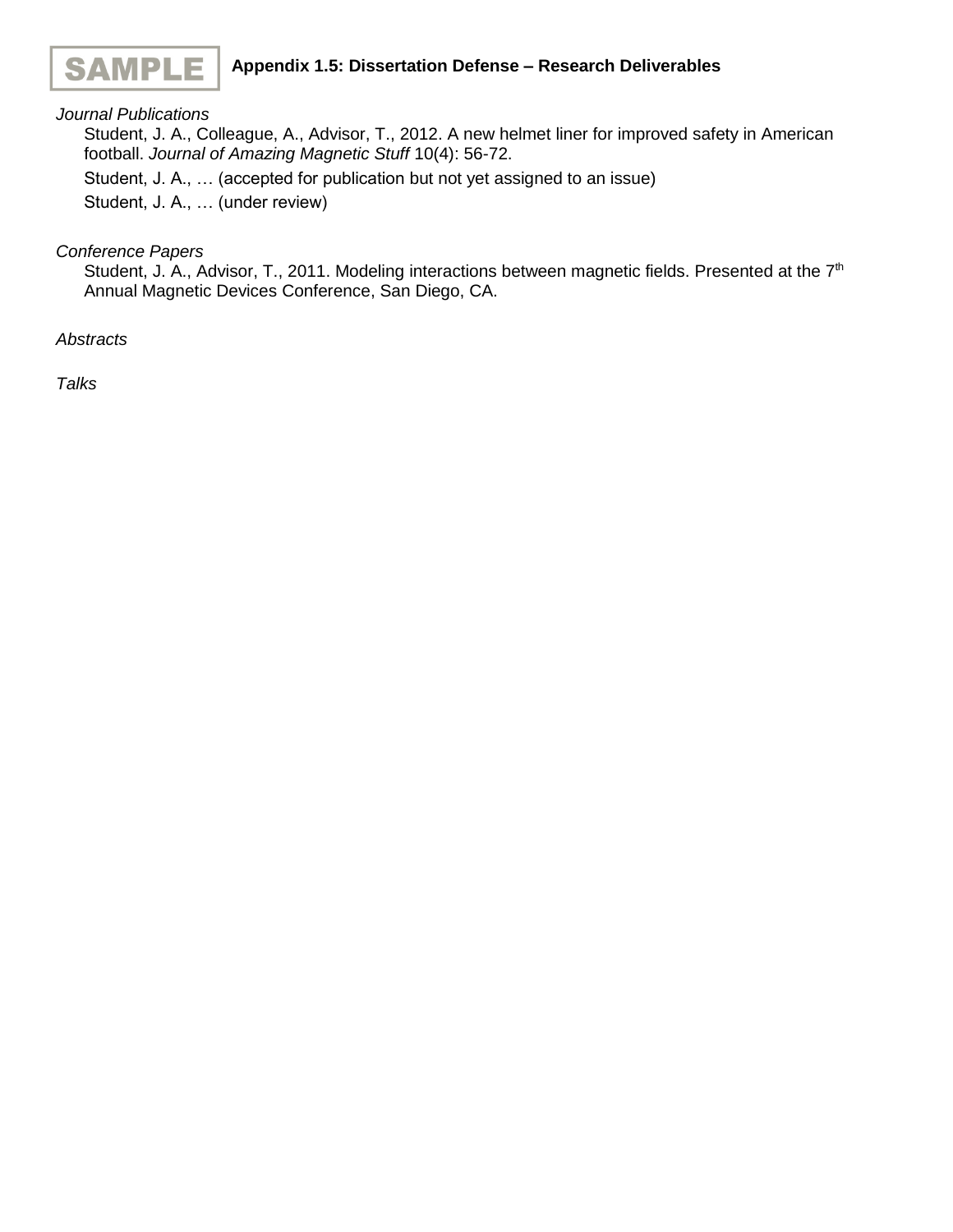SAMPLE

## Appendix 1.5: Dissertation Defense – Research Deliverables

*Journal Publications*

Student, J. A., Colleague, A., Advisor, T., 2012. A new helmet liner for improved safety in American football. *Journal of Amazing Magnetic Stuff* 10(4): 56-72.

Student, J. A., … (accepted for publication but not yet assigned to an issue)

Student, J. A., … (under review)

*Conference Papers*

Student, J. A., Advisor, T., 2011. Modeling interactions between magnetic fields. Presented at the 7th Annual Magnetic Devices Conference, San Diego, CA.

*Abstracts*

*Talks*